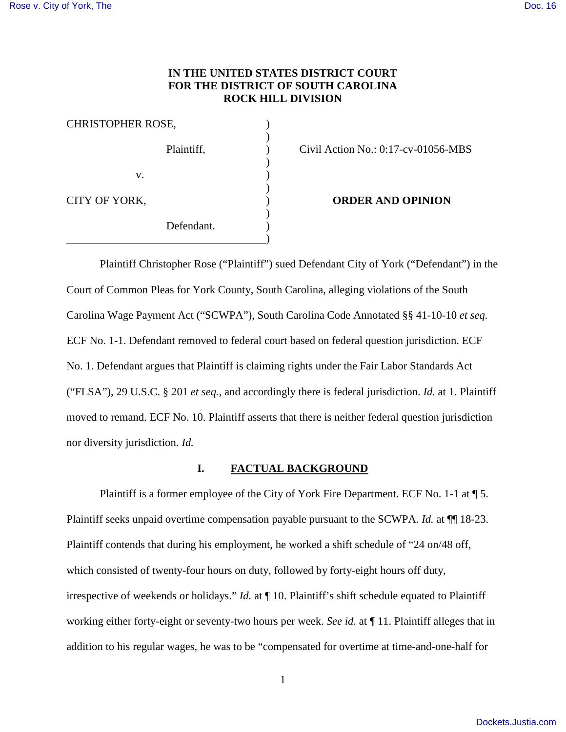**IN THE UNITED STATES DISTRICT COURT**
**FOR THE DISTRICT OF SOUTH CAROLINA**
**ROCK HILL DIVISION**

| | | |
|---|---|---|
| CHRISTOPHER ROSE, | ) | |
| Plaintiff, | ) | Civil Action No.: 0:17-cv-01056-MBS |
| v. | ) | |
| CITY OF YORK, | ) | **ORDER AND OPINION** |
| Defendant. | ) | |

Plaintiff Christopher Rose ("Plaintiff") sued Defendant City of York ("Defendant") in the Court of Common Pleas for York County, South Carolina, alleging violations of the South Carolina Wage Payment Act ("SCWPA"), South Carolina Code Annotated §§ 41-10-10 *et seq.* ECF No. 1-1. Defendant removed to federal court based on federal question jurisdiction. ECF No. 1. Defendant argues that Plaintiff is claiming rights under the Fair Labor Standards Act ("FLSA"), 29 U.S.C. § 201 *et seq.*, and accordingly there is federal jurisdiction. *Id.* at 1. Plaintiff moved to remand. ECF No. 10. Plaintiff asserts that there is neither federal question jurisdiction nor diversity jurisdiction. *Id.*

## I. FACTUAL BACKGROUND

Plaintiff is a former employee of the City of York Fire Department. ECF No. 1-1 at ¶ 5. Plaintiff seeks unpaid overtime compensation payable pursuant to the SCWPA. *Id.* at ¶¶ 18-23. Plaintiff contends that during his employment, he worked a shift schedule of "24 on/48 off, which consisted of twenty-four hours on duty, followed by forty-eight hours off duty, irrespective of weekends or holidays." *Id.* at ¶ 10. Plaintiff's shift schedule equated to Plaintiff working either forty-eight or seventy-two hours per week. *See id.* at ¶ 11. Plaintiff alleges that in addition to his regular wages, he was to be "compensated for overtime at time-and-one-half for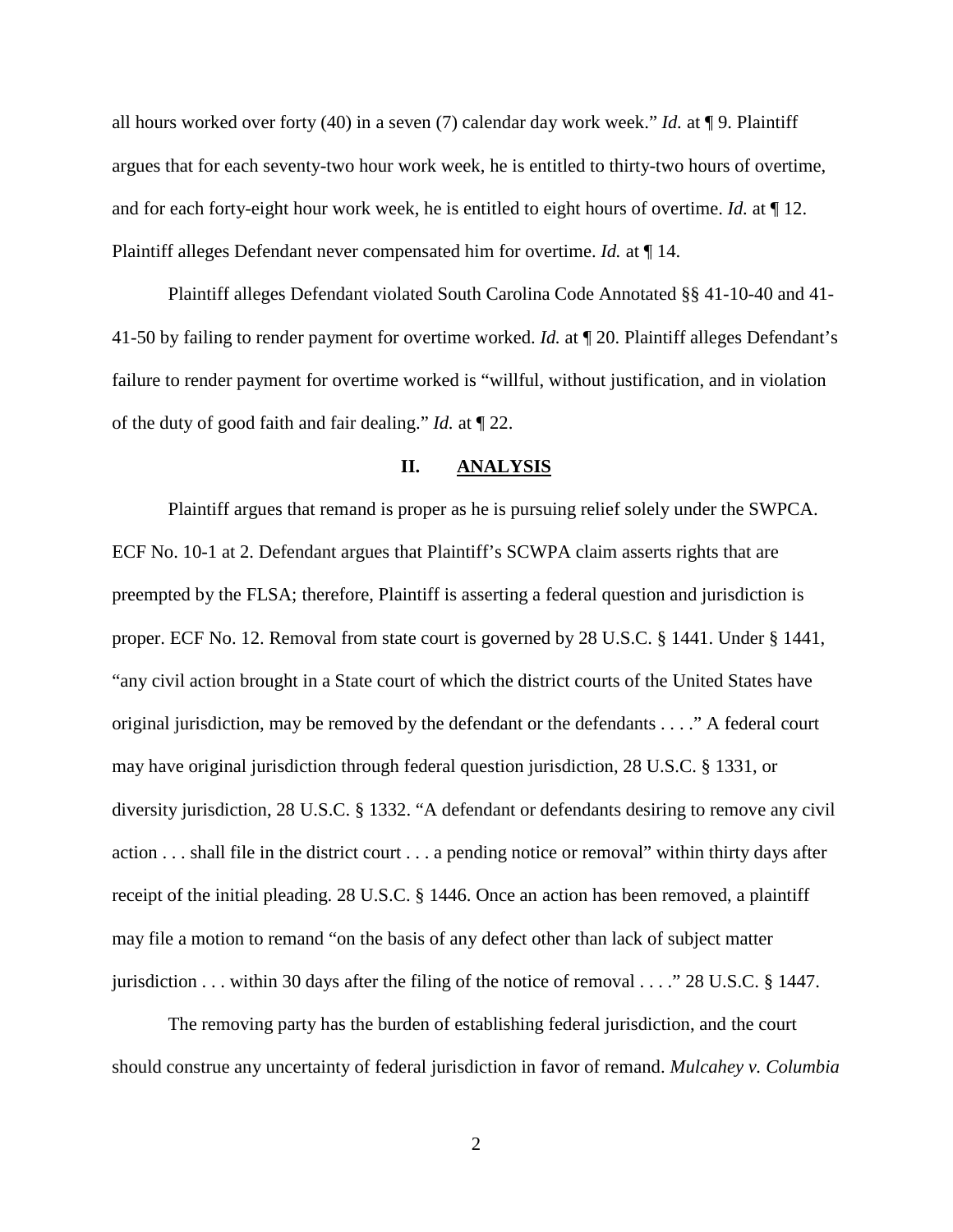all hours worked over forty (40) in a seven (7) calendar day work week." *Id.* at ¶ 9. Plaintiff argues that for each seventy-two hour work week, he is entitled to thirty-two hours of overtime, and for each forty-eight hour work week, he is entitled to eight hours of overtime. *Id.* at ¶ 12. Plaintiff alleges Defendant never compensated him for overtime. *Id.* at ¶ 14.

Plaintiff alleges Defendant violated South Carolina Code Annotated §§ 41-10-40 and 41-41-50 by failing to render payment for overtime worked. *Id.* at ¶ 20. Plaintiff alleges Defendant's failure to render payment for overtime worked is "willful, without justification, and in violation of the duty of good faith and fair dealing." *Id.* at ¶ 22.

## II. ANALYSIS

Plaintiff argues that remand is proper as he is pursuing relief solely under the SWPCA. ECF No. 10-1 at 2. Defendant argues that Plaintiff's SCWPA claim asserts rights that are preempted by the FLSA; therefore, Plaintiff is asserting a federal question and jurisdiction is proper. ECF No. 12. Removal from state court is governed by 28 U.S.C. § 1441. Under § 1441, "any civil action brought in a State court of which the district courts of the United States have original jurisdiction, may be removed by the defendant or the defendants . . . ." A federal court may have original jurisdiction through federal question jurisdiction, 28 U.S.C. § 1331, or diversity jurisdiction, 28 U.S.C. § 1332. "A defendant or defendants desiring to remove any civil action . . . shall file in the district court . . . a pending notice or removal" within thirty days after receipt of the initial pleading. 28 U.S.C. § 1446. Once an action has been removed, a plaintiff may file a motion to remand "on the basis of any defect other than lack of subject matter jurisdiction . . . within 30 days after the filing of the notice of removal . . . ." 28 U.S.C. § 1447.

The removing party has the burden of establishing federal jurisdiction, and the court should construe any uncertainty of federal jurisdiction in favor of remand. *Mulcahey v. Columbia*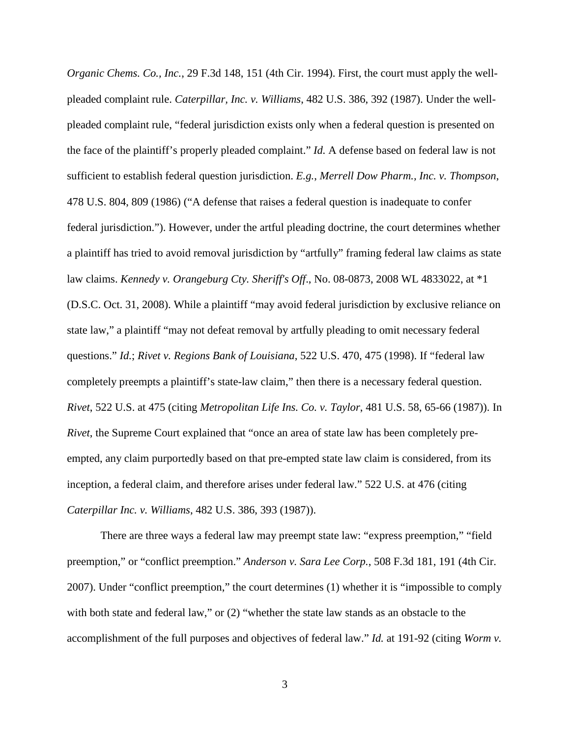*Organic Chems. Co., Inc.*, 29 F.3d 148, 151 (4th Cir. 1994). First, the court must apply the well-pleaded complaint rule. *Caterpillar, Inc. v. Williams*, 482 U.S. 386, 392 (1987). Under the well-pleaded complaint rule, "federal jurisdiction exists only when a federal question is presented on the face of the plaintiff's properly pleaded complaint." *Id.* A defense based on federal law is not sufficient to establish federal question jurisdiction. *E.g.*, *Merrell Dow Pharm., Inc. v. Thompson*, 478 U.S. 804, 809 (1986) ("A defense that raises a federal question is inadequate to confer federal jurisdiction."). However, under the artful pleading doctrine, the court determines whether a plaintiff has tried to avoid removal jurisdiction by "artfully" framing federal law claims as state law claims. *Kennedy v. Orangeburg Cty. Sheriff's Off.*, No. 08-0873, 2008 WL 4833022, at *1 (D.S.C. Oct. 31, 2008). While a plaintiff "may avoid federal jurisdiction by exclusive reliance on state law," a plaintiff "may not defeat removal by artfully pleading to omit necessary federal questions." *Id.*; *Rivet v. Regions Bank of Louisiana*, 522 U.S. 470, 475 (1998). If "federal law completely preempts a plaintiff's state-law claim," then there is a necessary federal question. *Rivet*, 522 U.S. at 475 (citing *Metropolitan Life Ins. Co. v. Taylor*, 481 U.S. 58, 65-66 (1987)). In *Rivet*, the Supreme Court explained that "once an area of state law has been completely pre-empted, any claim purportedly based on that pre-empted state law claim is considered, from its inception, a federal claim, and therefore arises under federal law." 522 U.S. at 476 (citing *Caterpillar Inc. v. Williams*, 482 U.S. 386, 393 (1987)).

There are three ways a federal law may preempt state law: "express preemption," "field preemption," or "conflict preemption." *Anderson v. Sara Lee Corp.*, 508 F.3d 181, 191 (4th Cir. 2007). Under "conflict preemption," the court determines (1) whether it is "impossible to comply with both state and federal law," or (2) "whether the state law stands as an obstacle to the accomplishment of the full purposes and objectives of federal law." *Id.* at 191-92 (citing *Worm v.*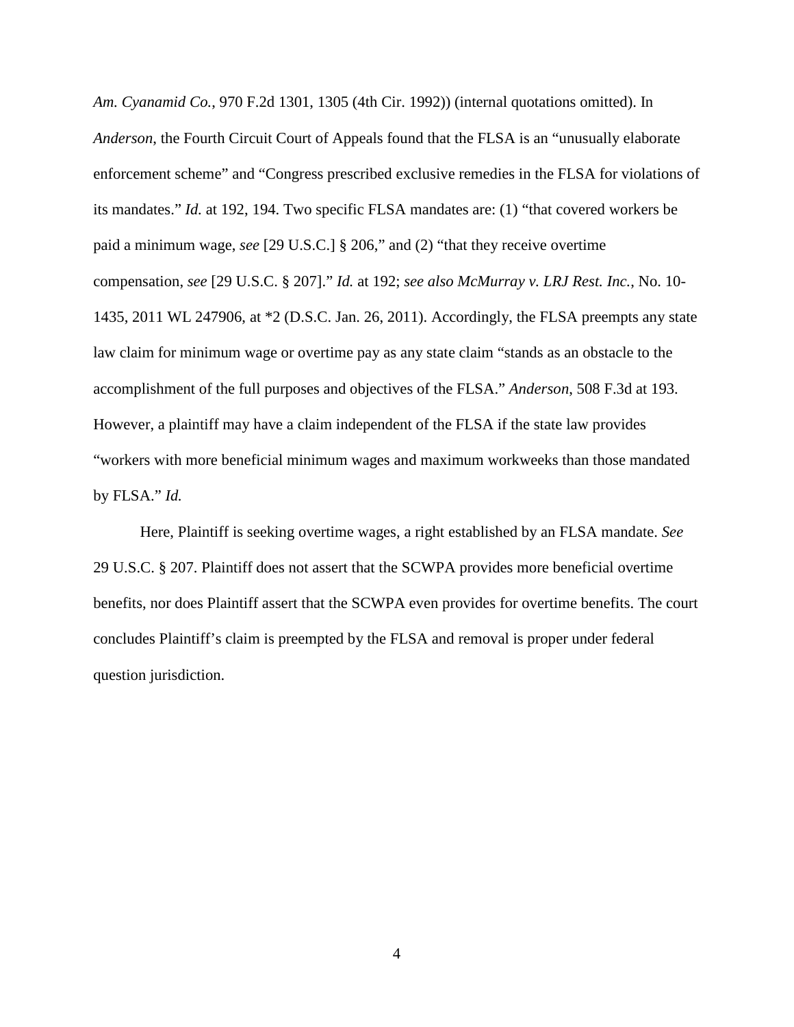*Am. Cyanamid Co.*, 970 F.2d 1301, 1305 (4th Cir. 1992)) (internal quotations omitted). In *Anderson*, the Fourth Circuit Court of Appeals found that the FLSA is an "unusually elaborate enforcement scheme" and "Congress prescribed exclusive remedies in the FLSA for violations of its mandates." *Id.* at 192, 194. Two specific FLSA mandates are: (1) "that covered workers be paid a minimum wage, *see* [29 U.S.C.] § 206," and (2) "that they receive overtime compensation, *see* [29 U.S.C. § 207]." *Id.* at 192; *see also McMurray v. LRJ Rest. Inc.*, No. 10-1435, 2011 WL 247906, at *2 (D.S.C. Jan. 26, 2011). Accordingly, the FLSA preempts any state law claim for minimum wage or overtime pay as any state claim "stands as an obstacle to the accomplishment of the full purposes and objectives of the FLSA." *Anderson*, 508 F.3d at 193. However, a plaintiff may have a claim independent of the FLSA if the state law provides "workers with more beneficial minimum wages and maximum workweeks than those mandated by FLSA." *Id.*

Here, Plaintiff is seeking overtime wages, a right established by an FLSA mandate. *See* 29 U.S.C. § 207. Plaintiff does not assert that the SCWPA provides more beneficial overtime benefits, nor does Plaintiff assert that the SCWPA even provides for overtime benefits. The court concludes Plaintiff's claim is preempted by the FLSA and removal is proper under federal question jurisdiction.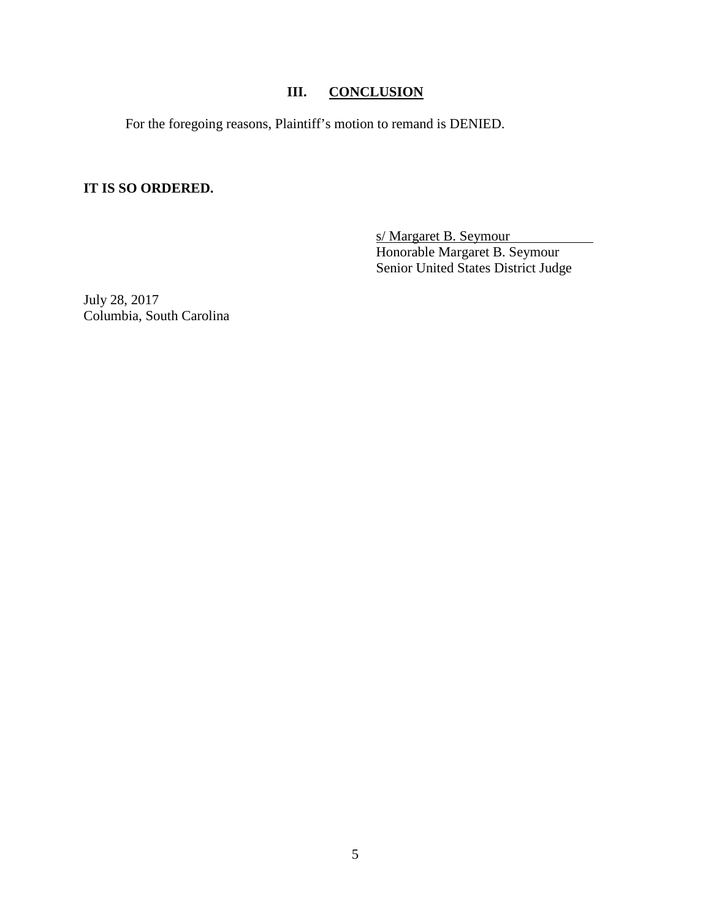## III. CONCLUSION

For the foregoing reasons, Plaintiff's motion to remand is DENIED.

**IT IS SO ORDERED.**

s/ Margaret B. Seymour
Honorable Margaret B. Seymour
Senior United States District Judge

July 28, 2017
Columbia, South Carolina